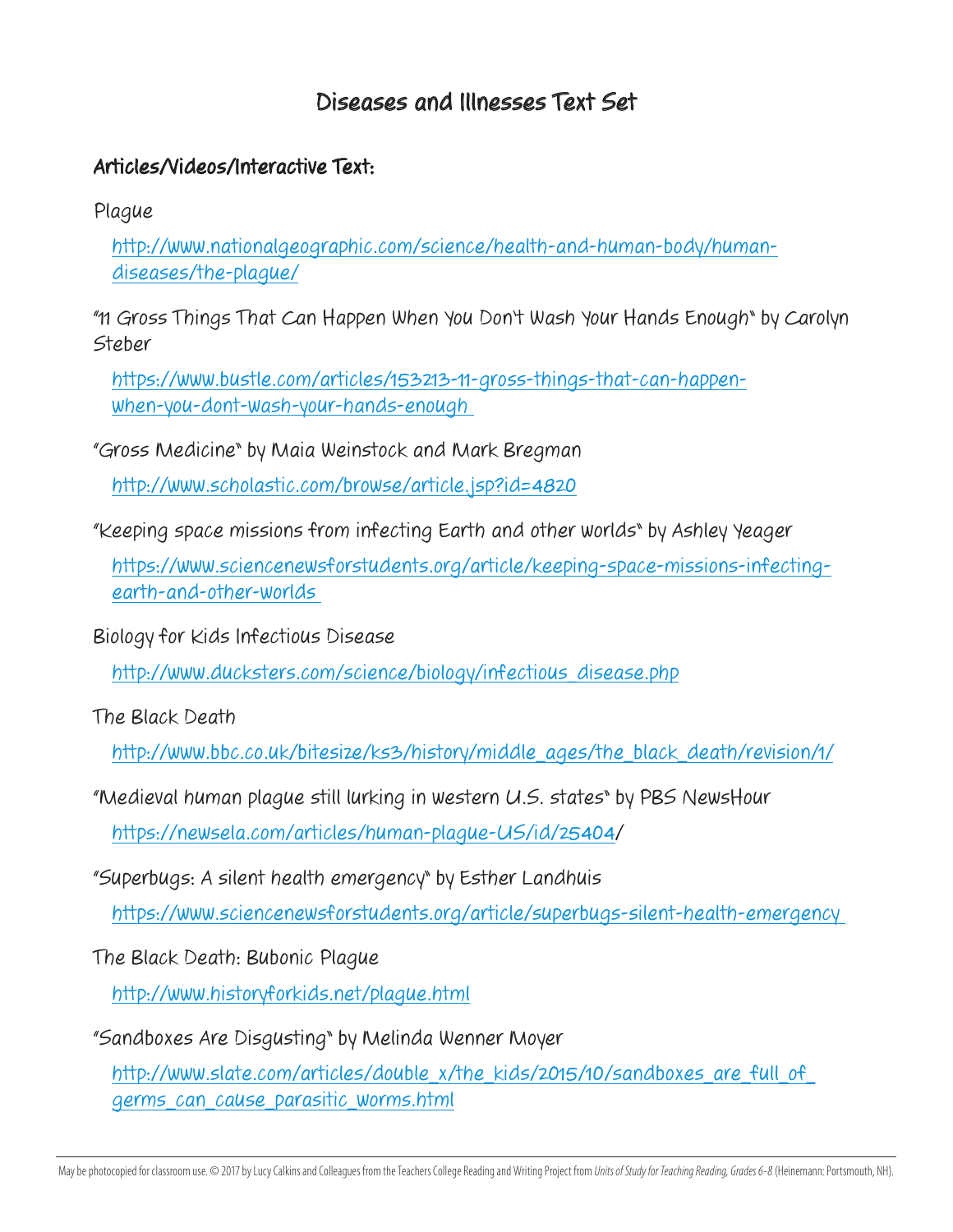# Diseases and Illnesses Text Set

## Articles/Videos/Interactive Text:

Plague

http://www.nationalgeographic.com/science/health-and-human-body/human-diseases/the-plague/

"11 Gross Things That Can Happen When You Don't Wash Your Hands Enough" by Carolyn Steber

https://www.bustle.com/articles/153213-11-gross-things-that-can-happen-when-you-dont-wash-your-hands-enough

"Gross Medicine" by Maia Weinstock and Mark Bregman

http://www.scholastic.com/browse/article.jsp?id=4820

"Keeping space missions from infecting Earth and other worlds" by Ashley Yeager

https://www.sciencenewsforstudents.org/article/keeping-space-missions-infecting-earth-and-other-worlds

Biology for Kids Infectious Disease

http://www.ducksters.com/science/biology/infectious_disease.php

The Black Death

http://www.bbc.co.uk/bitesize/ks3/history/middle_ages/the_black_death/revision/1/

"Medieval human plague still lurking in western U.S. states" by PBS NewsHour

https://newsela.com/articles/human-plague-US/id/25404/

"Superbugs: A silent health emergency" by Esther Landhuis

https://www.sciencenewsforstudents.org/article/superbugs-silent-health-emergency

The Black Death: Bubonic Plague

http://www.historyforkids.net/plague.html

"Sandboxes Are Disgusting" by Melinda Wenner Moyer

http://www.slate.com/articles/double_x/the_kids/2015/10/sandboxes_are_full_of_germs_can_cause_parasitic_worms.html

May be photocopied for classroom use. © 2017 by Lucy Calkins and Colleagues from the Teachers College Reading and Writing Project from *Units of Study for Teaching Reading, Grades 6–8* (Heinemann: Portsmouth, NH).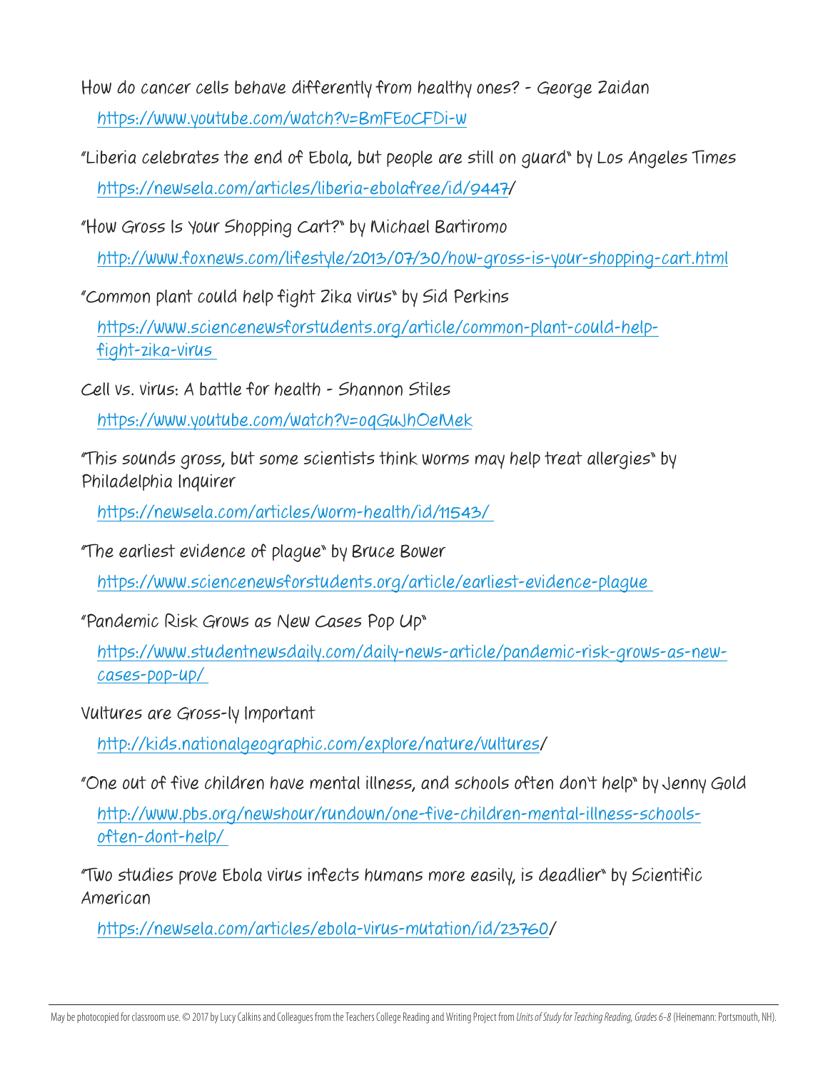How do cancer cells behave differently from healthy ones? - George Zaidan

https://www.youtube.com/watch?v=BmFEoCFDi-w

"Liberia celebrates the end of Ebola, but people are still on guard" by Los Angeles Times

https://newsela.com/articles/liberia-ebolafree/id/9447/

"How Gross Is Your Shopping Cart?" by Michael Bartiromo

http://www.foxnews.com/lifestyle/2013/07/30/how-gross-is-your-shopping-cart.html

"Common plant could help fight Zika virus" by Sid Perkins

https://www.sciencenewsforstudents.org/article/common-plant-could-help-fight-zika-virus

Cell vs. virus: A battle for health - Shannon Stiles

https://www.youtube.com/watch?v=oqGuJhOeMek

"This sounds gross, but some scientists think worms may help treat allergies" by Philadelphia Inquirer

https://newsela.com/articles/worm-health/id/11543/

"The earliest evidence of plague" by Bruce Bower

https://www.sciencenewsforstudents.org/article/earliest-evidence-plague

"Pandemic Risk Grows as New Cases Pop Up"

https://www.studentnewsdaily.com/daily-news-article/pandemic-risk-grows-as-new-cases-pop-up/

Vultures are Gross-ly Important

http://kids.nationalgeographic.com/explore/nature/vultures/

"One out of five children have mental illness, and schools often don't help" by Jenny Gold

http://www.pbs.org/newshour/rundown/one-five-children-mental-illness-schools-often-dont-help/

"Two studies prove Ebola virus infects humans more easily, is deadlier" by Scientific American

https://newsela.com/articles/ebola-virus-mutation/id/23760/

May be photocopied for classroom use. © 2017 by Lucy Calkins and Colleagues from the Teachers College Reading and Writing Project from *Units of Study for Teaching Reading, Grades 6–8* (Heinemann: Portsmouth, NH).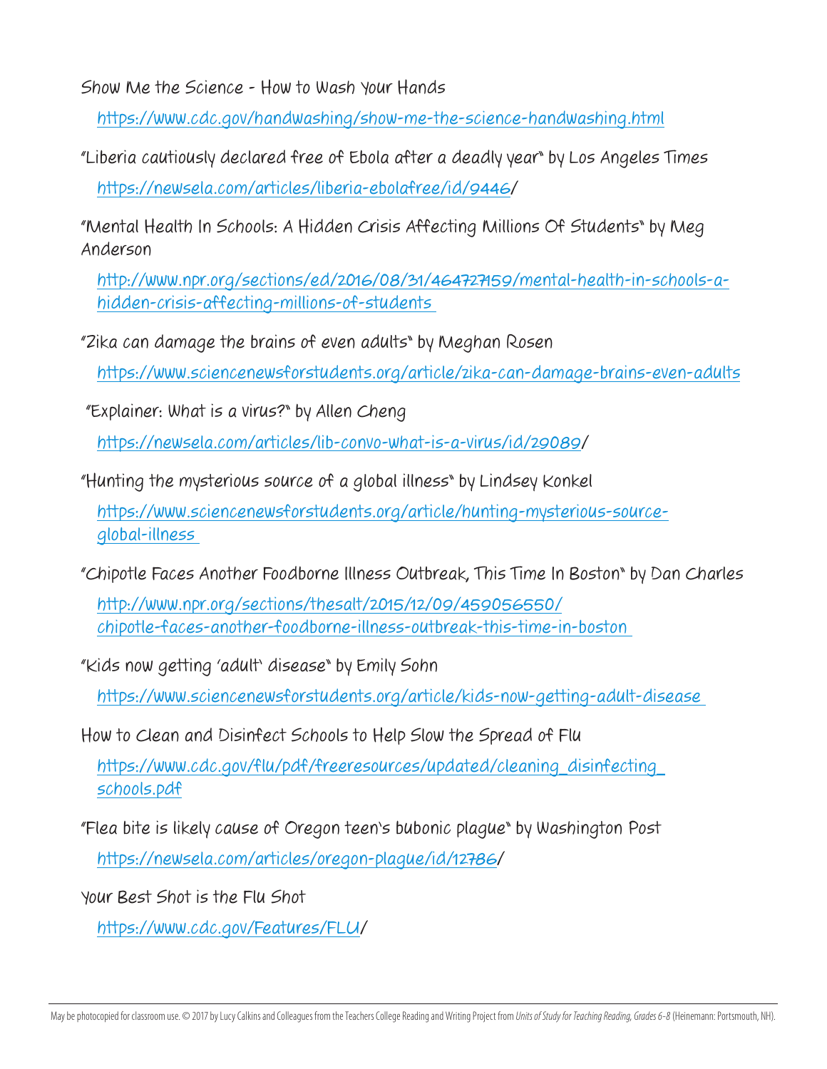Show Me the Science - How to Wash Your Hands

https://www.cdc.gov/handwashing/show-me-the-science-handwashing.html

"Liberia cautiously declared free of Ebola after a deadly year" by Los Angeles Times

https://newsela.com/articles/liberia-ebolafree/id/9446/

"Mental Health In Schools: A Hidden Crisis Affecting Millions Of Students" by Meg Anderson

http://www.npr.org/sections/ed/2016/08/31/464727159/mental-health-in-schools-a-hidden-crisis-affecting-millions-of-students

"Zika can damage the brains of even adults" by Meghan Rosen

https://www.sciencenewsforstudents.org/article/zika-can-damage-brains-even-adults

"Explainer: What is a virus?" by Allen Cheng

https://newsela.com/articles/lib-convo-what-is-a-virus/id/29089/

"Hunting the mysterious source of a global illness" by Lindsey Konkel

https://www.sciencenewsforstudents.org/article/hunting-mysterious-source-global-illness

"Chipotle Faces Another Foodborne Illness Outbreak, This Time In Boston" by Dan Charles

http://www.npr.org/sections/thesalt/2015/12/09/459056550/chipotle-faces-another-foodborne-illness-outbreak-this-time-in-boston

"Kids now getting 'adult' disease" by Emily Sohn

https://www.sciencenewsforstudents.org/article/kids-now-getting-adult-disease

How to Clean and Disinfect Schools to Help Slow the Spread of Flu

https://www.cdc.gov/flu/pdf/freeresources/updated/cleaning_disinfecting_schools.pdf

"Flea bite is likely cause of Oregon teen's bubonic plague" by Washington Post

https://newsela.com/articles/oregon-plague/id/12786/

Your Best Shot is the Flu Shot

https://www.cdc.gov/Features/FLU/

May be photocopied for classroom use. © 2017 by Lucy Calkins and Colleagues from the Teachers College Reading and Writing Project from *Units of Study for Teaching Reading, Grades 6–8* (Heinemann: Portsmouth, NH).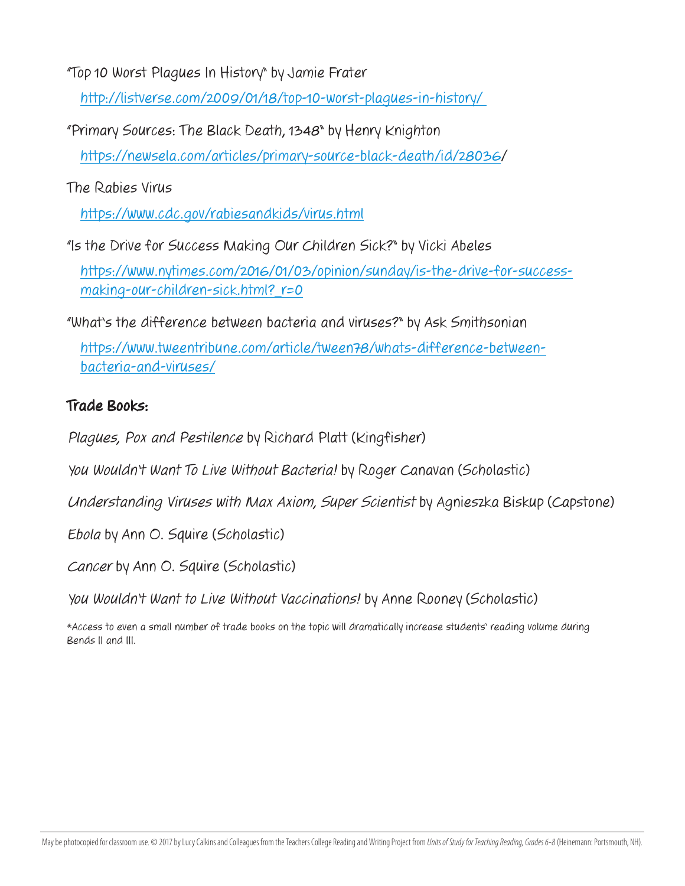"Top 10 Worst Plagues In History" by Jamie Frater

http://listverse.com/2009/01/18/top-10-worst-plagues-in-history/

"Primary Sources: The Black Death, 1348" by Henry Knighton

https://newsela.com/articles/primary-source-black-death/id/28036/

The Rabies Virus

https://www.cdc.gov/rabiesandkids/virus.html

"Is the Drive for Success Making Our Children Sick?" by Vicki Abeles

https://www.nytimes.com/2016/01/03/opinion/sunday/is-the-drive-for-success-making-our-children-sick.html?_r=0

"What's the difference between bacteria and viruses?" by Ask Smithsonian

https://www.tweentribune.com/article/tween78/whats-difference-between-bacteria-and-viruses/

**Trade Books:**

*Plagues, Pox and Pestilence* by Richard Platt (Kingfisher)

*You Wouldn't Want To Live Without Bacteria!* by Roger Canavan (Scholastic)

*Understanding Viruses with Max Axiom, Super Scientist* by Agnieszka Biskup (Capstone)

*Ebola* by Ann O. Squire (Scholastic)

*Cancer* by Ann O. Squire (Scholastic)

*You Wouldn't Want to Live Without Vaccinations!* by Anne Rooney (Scholastic)

*Access to even a small number of trade books on the topic will dramatically increase students' reading volume during Bends II and III.

May be photocopied for classroom use. © 2017 by Lucy Calkins and Colleagues from the Teachers College Reading and Writing Project from *Units of Study for Teaching Reading, Grades 6–8* (Heinemann: Portsmouth, NH).